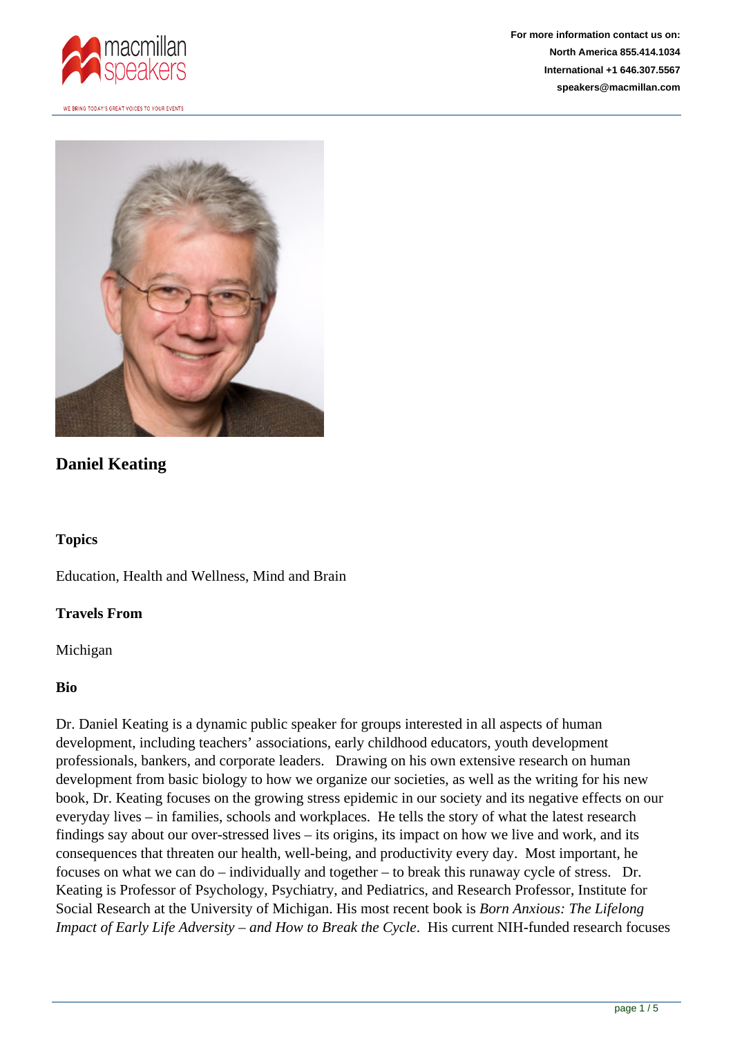For more information contact us on:
North America 855.414.1034
International +1 646.307.5567
speakers@macmillan.com

# Daniel Keating

### Topics

Education, Health and Wellness, Mind and Brain

### Travels From

Michigan

### Bio

Dr. Daniel Keating is a dynamic public speaker for groups interested in all aspects of human development, including teachers' associations, early childhood educators, youth development professionals, bankers, and corporate leaders. Drawing on his own extensive research on human development from basic biology to how we organize our societies, as well as the writing for his new book, Dr. Keating focuses on the growing stress epidemic in our society and its negative effects on our everyday lives – in families, schools and workplaces. He tells the story of what the latest research findings say about our over-stressed lives – its origins, its impact on how we live and work, and its consequences that threaten our health, well-being, and productivity every day. Most important, he focuses on what we can do – individually and together – to break this runaway cycle of stress. Dr. Keating is Professor of Psychology, Psychiatry, and Pediatrics, and Research Professor, Institute for Social Research at the University of Michigan. His most recent book is *Born Anxious: The Lifelong Impact of Early Life Adversity – and How to Break the Cycle*. His current NIH-funded research focuses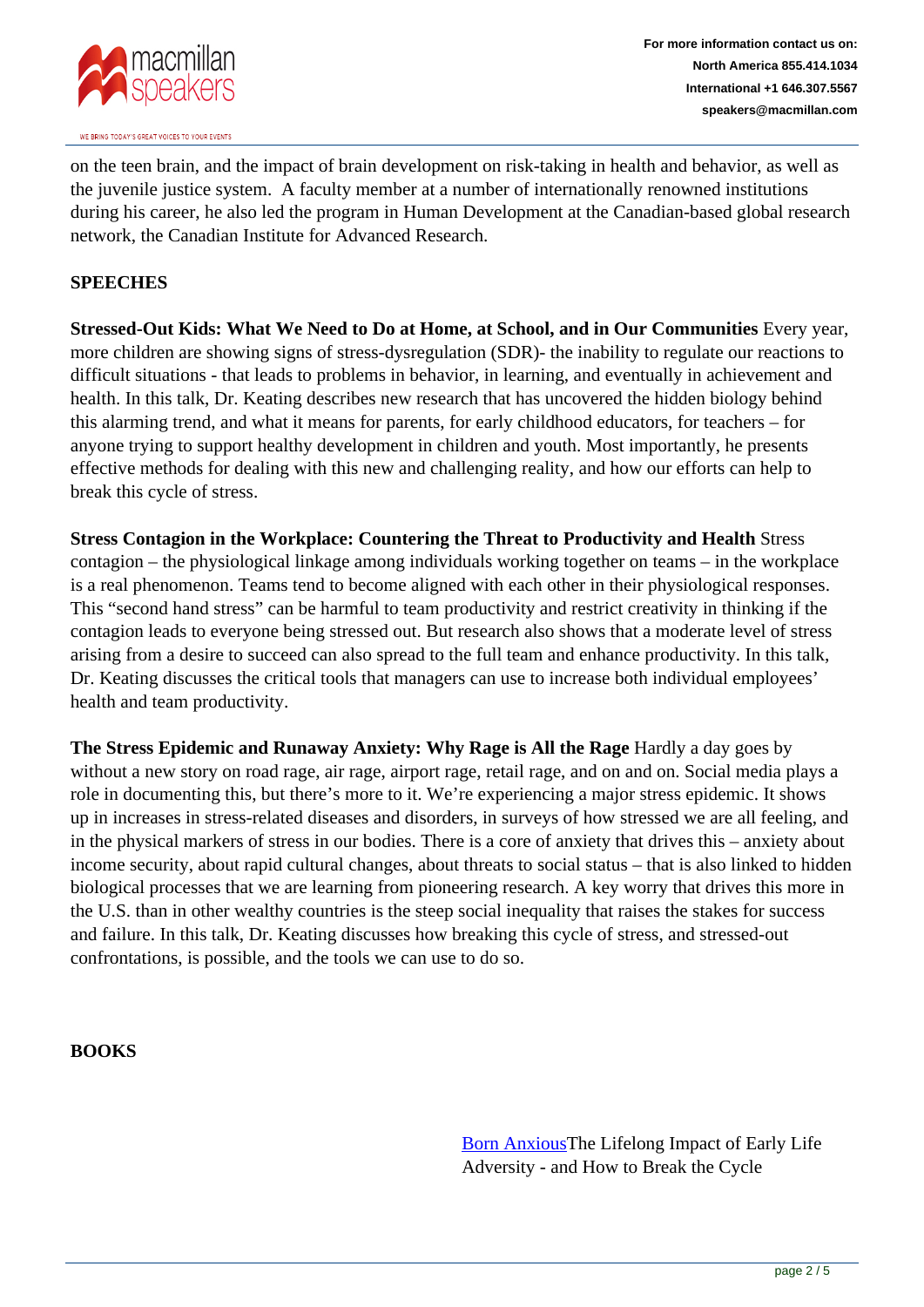on the teen brain, and the impact of brain development on risk-taking in health and behavior, as well as the juvenile justice system. A faculty member at a number of internationally renowned institutions during his career, he also led the program in Human Development at the Canadian-based global research network, the Canadian Institute for Advanced Research.

## SPEECHES

**Stressed-Out Kids: What We Need to Do at Home, at School, and in Our Communities** Every year, more children are showing signs of stress-dysregulation (SDR)- the inability to regulate our reactions to difficult situations - that leads to problems in behavior, in learning, and eventually in achievement and health. In this talk, Dr. Keating describes new research that has uncovered the hidden biology behind this alarming trend, and what it means for parents, for early childhood educators, for teachers – for anyone trying to support healthy development in children and youth. Most importantly, he presents effective methods for dealing with this new and challenging reality, and how our efforts can help to break this cycle of stress.

**Stress Contagion in the Workplace: Countering the Threat to Productivity and Health** Stress contagion – the physiological linkage among individuals working together on teams – in the workplace is a real phenomenon. Teams tend to become aligned with each other in their physiological responses. This "second hand stress" can be harmful to team productivity and restrict creativity in thinking if the contagion leads to everyone being stressed out. But research also shows that a moderate level of stress arising from a desire to succeed can also spread to the full team and enhance productivity. In this talk, Dr. Keating discusses the critical tools that managers can use to increase both individual employees' health and team productivity.

**The Stress Epidemic and Runaway Anxiety: Why Rage is All the Rage** Hardly a day goes by without a new story on road rage, air rage, airport rage, retail rage, and on and on. Social media plays a role in documenting this, but there's more to it. We're experiencing a major stress epidemic. It shows up in increases in stress-related diseases and disorders, in surveys of how stressed we are all feeling, and in the physical markers of stress in our bodies. There is a core of anxiety that drives this – anxiety about income security, about rapid cultural changes, about threats to social status – that is also linked to hidden biological processes that we are learning from pioneering research. A key worry that drives this more in the U.S. than in other wealthy countries is the steep social inequality that raises the stakes for success and failure. In this talk, Dr. Keating discusses how breaking this cycle of stress, and stressed-out confrontations, is possible, and the tools we can use to do so.

## BOOKS

Born AnxiousThe Lifelong Impact of Early Life Adversity - and How to Break the Cycle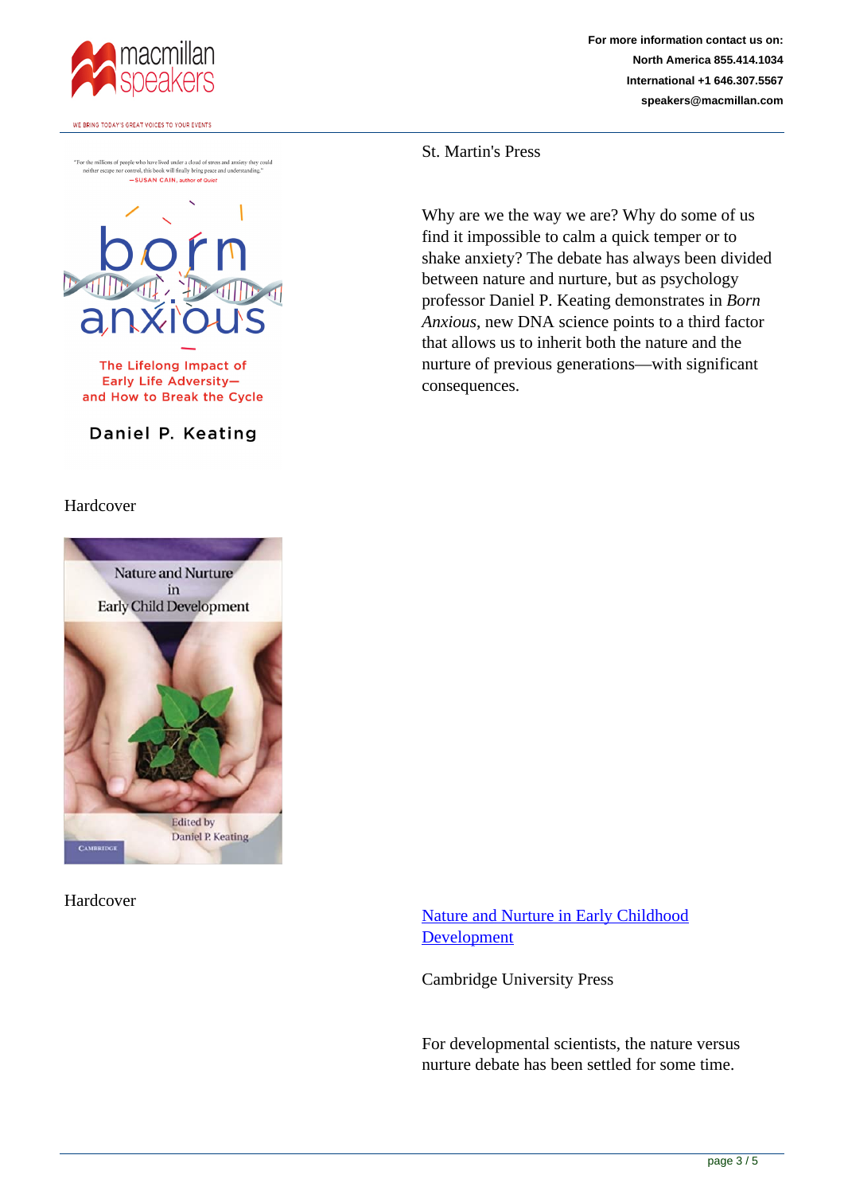St. Martin's Press

Why are we the way we are? Why do some of us find it impossible to calm a quick temper or to shake anxiety? The debate has always been divided between nature and nurture, but as psychology professor Daniel P. Keating demonstrates in *Born Anxious*, new DNA science points to a third factor that allows us to inherit both the nature and the nurture of previous generations—with significant consequences.

Hardcover

Hardcover

Nature and Nurture in Early Childhood Development

Cambridge University Press

For developmental scientists, the nature versus nurture debate has been settled for some time.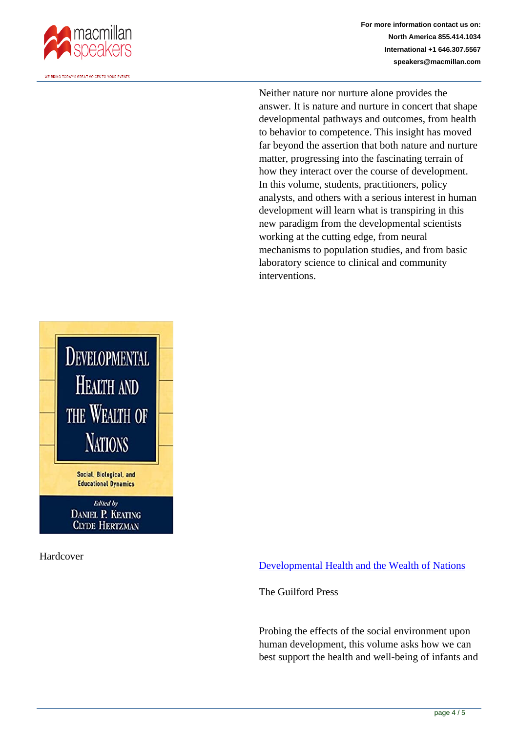Neither nature nor nurture alone provides the answer. It is nature and nurture in concert that shape developmental pathways and outcomes, from health to behavior to competence. This insight has moved far beyond the assertion that both nature and nurture matter, progressing into the fascinating terrain of how they interact over the course of development. In this volume, students, practitioners, policy analysts, and others with a serious interest in human development will learn what is transpiring in this new paradigm from the developmental scientists working at the cutting edge, from neural mechanisms to population studies, and from basic laboratory science to clinical and community interventions.

Hardcover

[Developmental Health and the Wealth of Nations]

The Guilford Press

Probing the effects of the social environment upon human development, this volume asks how we can best support the health and well-being of infants and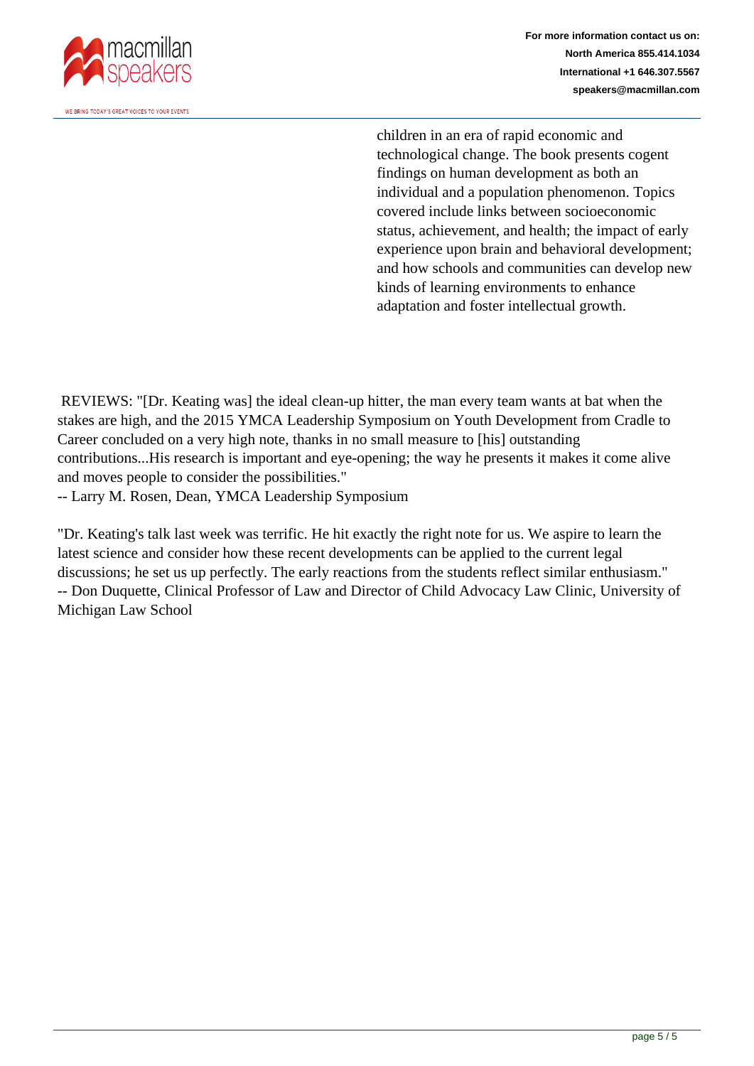children in an era of rapid economic and technological change. The book presents cogent findings on human development as both an individual and a population phenomenon. Topics covered include links between socioeconomic status, achievement, and health; the impact of early experience upon brain and behavioral development; and how schools and communities can develop new kinds of learning environments to enhance adaptation and foster intellectual growth.

REVIEWS: "[Dr. Keating was] the ideal clean-up hitter, the man every team wants at bat when the stakes are high, and the 2015 YMCA Leadership Symposium on Youth Development from Cradle to Career concluded on a very high note, thanks in no small measure to [his] outstanding contributions...His research is important and eye-opening; the way he presents it makes it come alive and moves people to consider the possibilities."
-- Larry M. Rosen, Dean, YMCA Leadership Symposium

"Dr. Keating's talk last week was terrific. He hit exactly the right note for us. We aspire to learn the latest science and consider how these recent developments can be applied to the current legal discussions; he set us up perfectly. The early reactions from the students reflect similar enthusiasm."
-- Don Duquette, Clinical Professor of Law and Director of Child Advocacy Law Clinic, University of Michigan Law School